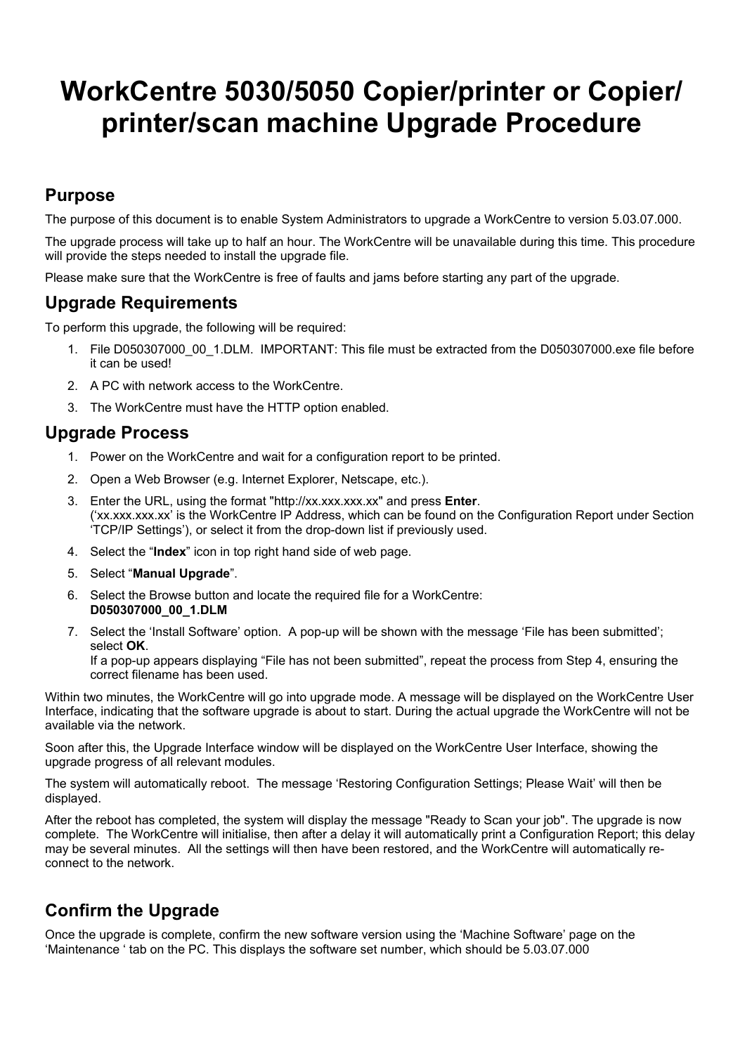# WorkCentre 5030/5050 Copier/printer or Copier/printer/scan machine Upgrade Procedure

## Purpose

The purpose of this document is to enable System Administrators to upgrade a WorkCentre to version 5.03.07.000.

The upgrade process will take up to half an hour. The WorkCentre will be unavailable during this time. This procedure will provide the steps needed to install the upgrade file.

Please make sure that the WorkCentre is free of faults and jams before starting any part of the upgrade.

## Upgrade Requirements

To perform this upgrade, the following will be required:

1. File D050307000_00_1.DLM. IMPORTANT: This file must be extracted from the D050307000.exe file before it can be used!
2. A PC with network access to the WorkCentre.
3. The WorkCentre must have the HTTP option enabled.

## Upgrade Process

1. Power on the WorkCentre and wait for a configuration report to be printed.
2. Open a Web Browser (e.g. Internet Explorer, Netscape, etc.).
3. Enter the URL, using the format "http://xx.xxx.xxx.xx" and press **Enter**.
   ('xx.xxx.xxx.xx' is the WorkCentre IP Address, which can be found on the Configuration Report under Section 'TCP/IP Settings'), or select it from the drop-down list if previously used.
4. Select the "**Index**" icon in top right hand side of web page.
5. Select "**Manual Upgrade**".
6. Select the Browse button and locate the required file for a WorkCentre:
   **D050307000_00_1.DLM**
7. Select the 'Install Software' option. A pop-up will be shown with the message 'File has been submitted'; select **OK**.
   If a pop-up appears displaying "File has not been submitted", repeat the process from Step 4, ensuring the correct filename has been used.

Within two minutes, the WorkCentre will go into upgrade mode. A message will be displayed on the WorkCentre User Interface, indicating that the software upgrade is about to start. During the actual upgrade the WorkCentre will not be available via the network.

Soon after this, the Upgrade Interface window will be displayed on the WorkCentre User Interface, showing the upgrade progress of all relevant modules.

The system will automatically reboot. The message 'Restoring Configuration Settings; Please Wait' will then be displayed.

After the reboot has completed, the system will display the message "Ready to Scan your job". The upgrade is now complete. The WorkCentre will initialise, then after a delay it will automatically print a Configuration Report; this delay may be several minutes. All the settings will then have been restored, and the WorkCentre will automatically re-connect to the network.

## Confirm the Upgrade

Once the upgrade is complete, confirm the new software version using the 'Machine Software' page on the 'Maintenance ' tab on the PC. This displays the software set number, which should be 5.03.07.000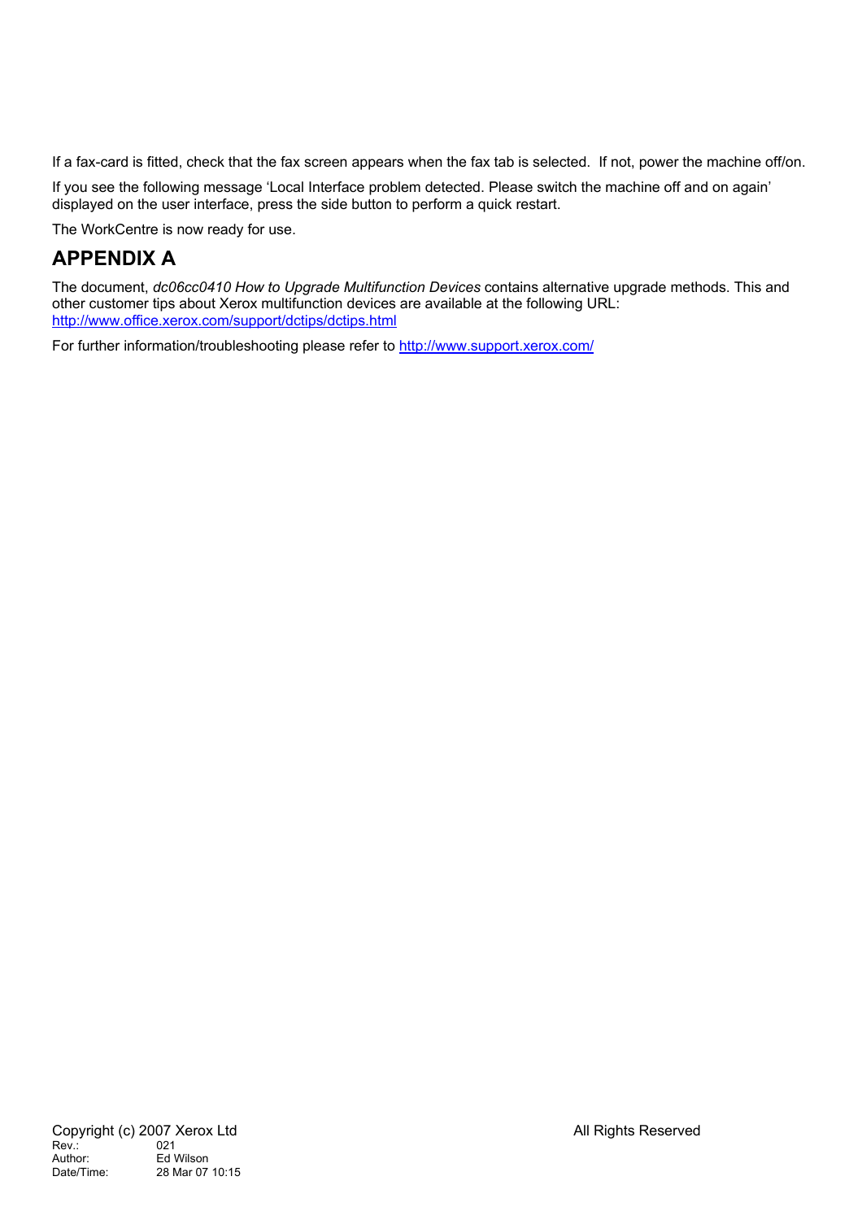If a fax-card is fitted, check that the fax screen appears when the fax tab is selected.  If not, power the machine off/on.

If you see the following message 'Local Interface problem detected. Please switch the machine off and on again' displayed on the user interface, press the side button to perform a quick restart.

The WorkCentre is now ready for use.

## APPENDIX A

The document, *dc06cc0410 How to Upgrade Multifunction Devices* contains alternative upgrade methods. This and other customer tips about Xerox multifunction devices are available at the following URL: http://www.office.xerox.com/support/dctips/dctips.html

For further information/troubleshooting please refer to http://www.support.xerox.com/